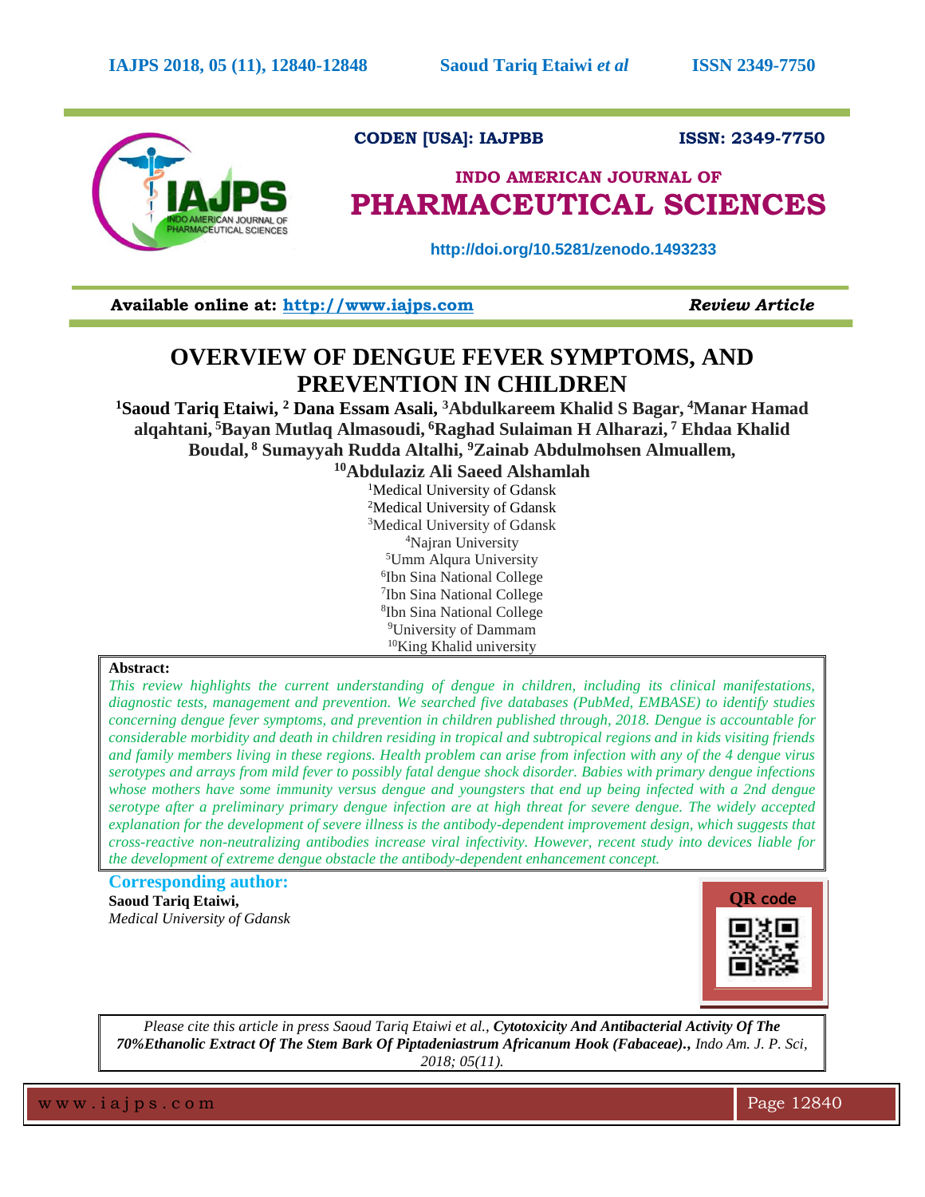CODEN [USA]: IAJPBB ISSN: 2349-7750

**INDO AMERICAN JOURNAL OF**

# PHARMACEUTICAL SCIENCES

http://doi.org/10.5281/zenodo.1493233

**Available online at: [http://www.iajps.com](http://www.iajps.com)** *Review Article*

# OVERVIEW OF DENGUE FEVER SYMPTOMS, AND PREVENTION IN CHILDREN

**[1]Saoud Tariq Etaiwi, [2] Dana Essam Asali, [3]Abdulkareem Khalid S Bagar, [4]Manar Hamad alqahtani, [5]Bayan Mutlaq Almasoudi, [6]Raghad Sulaiman H Alharazi, [7] Ehdaa Khalid Boudal, [8] Sumayyah Rudda Altalhi, [9]Zainab Abdulmohsen Almuallem, [10]Abdulaziz Ali Saeed Alshamlah**

[1]Medical University of Gdansk
[2]Medical University of Gdansk
[3]Medical University of Gdansk
[4]Najran University
[5]Umm Alqura University
[6]Ibn Sina National College
[7]Ibn Sina National College
[8]Ibn Sina National College
[9]University of Dammam
[10]King Khalid university

**Abstract:**

*This review highlights the current understanding of dengue in children, including its clinical manifestations, diagnostic tests, management and prevention. We searched five databases (PubMed, EMBASE) to identify studies concerning dengue fever symptoms, and prevention in children published through, 2018. Dengue is accountable for considerable morbidity and death in children residing in tropical and subtropical regions and in kids visiting friends and family members living in these regions. Health problem can arise from infection with any of the 4 dengue virus serotypes and arrays from mild fever to possibly fatal dengue shock disorder. Babies with primary dengue infections whose mothers have some immunity versus dengue and youngsters that end up being infected with a 2nd dengue serotype after a preliminary primary dengue infection are at high threat for severe dengue. The widely accepted explanation for the development of severe illness is the antibody-dependent improvement design, which suggests that cross-reactive non-neutralizing antibodies increase viral infectivity. However, recent study into devices liable for the development of extreme dengue obstacle the antibody-dependent enhancement concept.*

**Corresponding author:**

**Saoud Tariq Etaiwi,**
*Medical University of Gdansk*

QR code

*Please cite this article in press Saoud Tariq Etaiwi et al.,* ***Cytotoxicity And Antibacterial Activity Of The 70%Ethanolic Extract Of The Stem Bark Of Piptadeniastrum Africanum Hook (Fabaceae).****, Indo Am. J. P. Sci, 2018; 05(11).*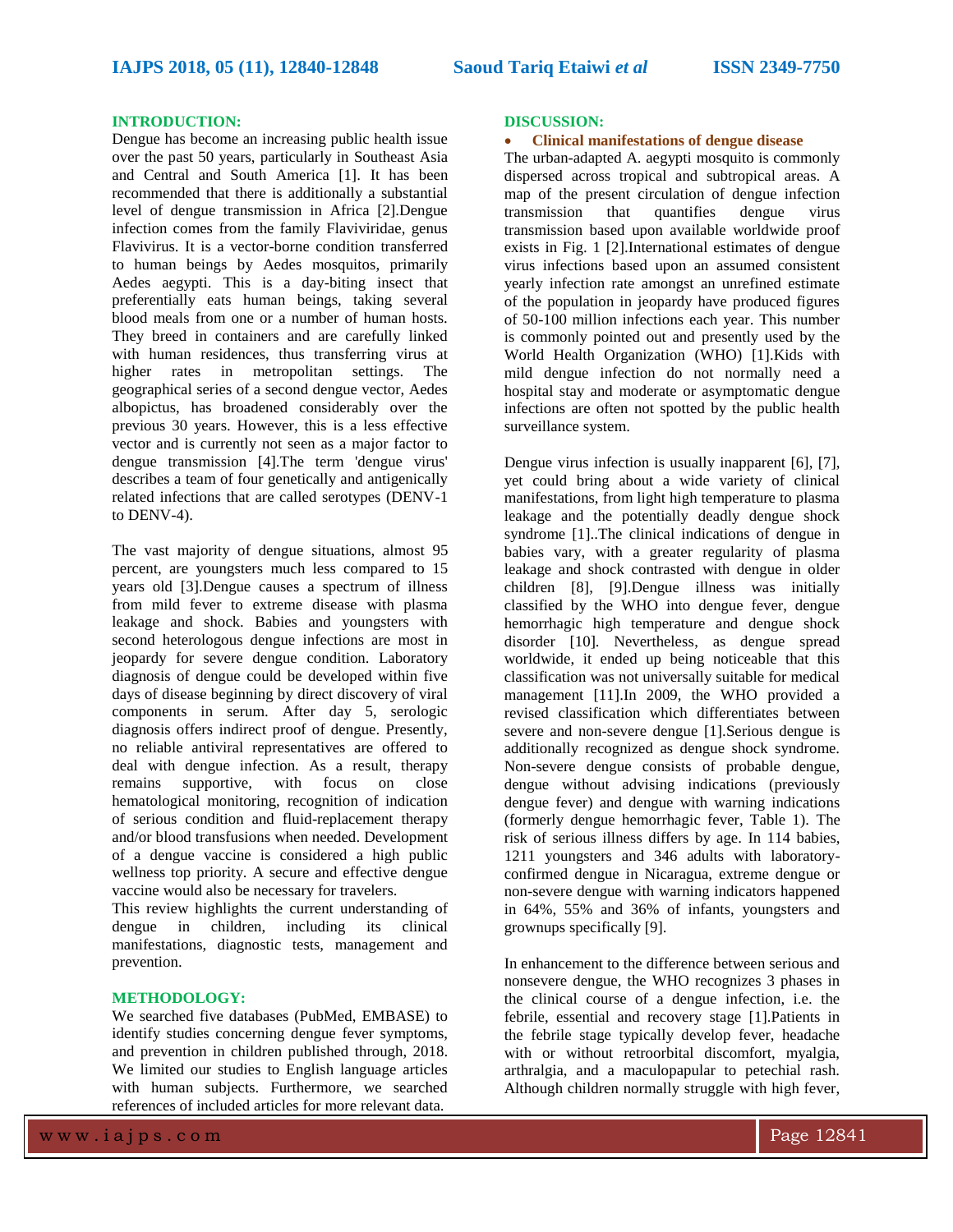## INTRODUCTION:

Dengue has become an increasing public health issue over the past 50 years, particularly in Southeast Asia and Central and South America [1]. It has been recommended that there is additionally a substantial level of dengue transmission in Africa [2].Dengue infection comes from the family Flaviviridae, genus Flavivirus. It is a vector-borne condition transferred to human beings by Aedes mosquitos, primarily Aedes aegypti. This is a day-biting insect that preferentially eats human beings, taking several blood meals from one or a number of human hosts. They breed in containers and are carefully linked with human residences, thus transferring virus at higher rates in metropolitan settings. The geographical series of a second dengue vector, Aedes albopictus, has broadened considerably over the previous 30 years. However, this is a less effective vector and is currently not seen as a major factor to dengue transmission [4].The term 'dengue virus' describes a team of four genetically and antigenically related infections that are called serotypes (DENV-1 to DENV-4).

The vast majority of dengue situations, almost 95 percent, are youngsters much less compared to 15 years old [3].Dengue causes a spectrum of illness from mild fever to extreme disease with plasma leakage and shock. Babies and youngsters with second heterologous dengue infections are most in jeopardy for severe dengue condition. Laboratory diagnosis of dengue could be developed within five days of disease beginning by direct discovery of viral components in serum. After day 5, serologic diagnosis offers indirect proof of dengue. Presently, no reliable antiviral representatives are offered to deal with dengue infection. As a result, therapy remains supportive, with focus on close hematological monitoring, recognition of indication of serious condition and fluid-replacement therapy and/or blood transfusions when needed. Development of a dengue vaccine is considered a high public wellness top priority. A secure and effective dengue vaccine would also be necessary for travelers.

This review highlights the current understanding of dengue in children, including its clinical manifestations, diagnostic tests, management and prevention.

## METHODOLOGY:

We searched five databases (PubMed, EMBASE) to identify studies concerning dengue fever symptoms, and prevention in children published through, 2018. We limited our studies to English language articles with human subjects. Furthermore, we searched references of included articles for more relevant data.

## DISCUSSION:

- **Clinical manifestations of dengue disease**

The urban-adapted A. aegypti mosquito is commonly dispersed across tropical and subtropical areas. A map of the present circulation of dengue infection transmission that quantifies dengue virus transmission based upon available worldwide proof exists in Fig. 1 [2].International estimates of dengue virus infections based upon an assumed consistent yearly infection rate amongst an unrefined estimate of the population in jeopardy have produced figures of 50-100 million infections each year. This number is commonly pointed out and presently used by the World Health Organization (WHO) [1].Kids with mild dengue infection do not normally need a hospital stay and moderate or asymptomatic dengue infections are often not spotted by the public health surveillance system.

Dengue virus infection is usually inapparent [6], [7], yet could bring about a wide variety of clinical manifestations, from light high temperature to plasma leakage and the potentially deadly dengue shock syndrome [1]..The clinical indications of dengue in babies vary, with a greater regularity of plasma leakage and shock contrasted with dengue in older children [8], [9].Dengue illness was initially classified by the WHO into dengue fever, dengue hemorrhagic high temperature and dengue shock disorder [10]. Nevertheless, as dengue spread worldwide, it ended up being noticeable that this classification was not universally suitable for medical management [11].In 2009, the WHO provided a revised classification which differentiates between severe and non-severe dengue [1].Serious dengue is additionally recognized as dengue shock syndrome. Non-severe dengue consists of probable dengue, dengue without advising indications (previously dengue fever) and dengue with warning indications (formerly dengue hemorrhagic fever, Table 1). The risk of serious illness differs by age. In 114 babies, 1211 youngsters and 346 adults with laboratory-confirmed dengue in Nicaragua, extreme dengue or non-severe dengue with warning indicators happened in 64%, 55% and 36% of infants, youngsters and grownups specifically [9].

In enhancement to the difference between serious and nonsevere dengue, the WHO recognizes 3 phases in the clinical course of a dengue infection, i.e. the febrile, essential and recovery stage [1].Patients in the febrile stage typically develop fever, headache with or without retroorbital discomfort, myalgia, arthralgia, and a maculopapular to petechial rash. Although children normally struggle with high fever,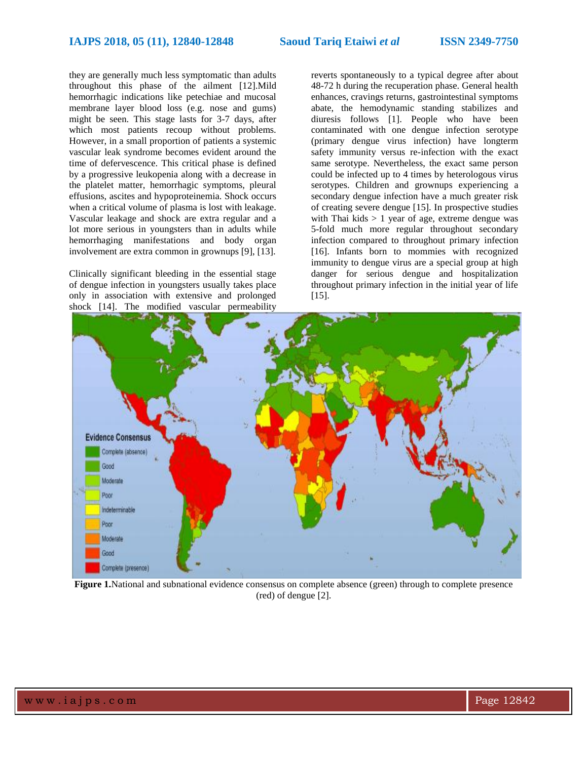they are generally much less symptomatic than adults throughout this phase of the ailment [12].Mild hemorrhagic indications like petechiae and mucosal membrane layer blood loss (e.g. nose and gums) might be seen. This stage lasts for 3-7 days, after which most patients recoup without problems. However, in a small proportion of patients a systemic vascular leak syndrome becomes evident around the time of defervescence. This critical phase is defined by a progressive leukopenia along with a decrease in the platelet matter, hemorrhagic symptoms, pleural effusions, ascites and hypoproteinemia. Shock occurs when a critical volume of plasma is lost with leakage. Vascular leakage and shock are extra regular and a lot more serious in youngsters than in adults while hemorrhaging manifestations and body organ involvement are extra common in grownups [9], [13].

Clinically significant bleeding in the essential stage of dengue infection in youngsters usually takes place only in association with extensive and prolonged shock [14]. The modified vascular permeability reverts spontaneously to a typical degree after about 48-72 h during the recuperation phase. General health enhances, cravings returns, gastrointestinal symptoms abate, the hemodynamic standing stabilizes and diuresis follows [1]. People who have been contaminated with one dengue infection serotype (primary dengue virus infection) have longterm safety immunity versus re-infection with the exact same serotype. Nevertheless, the exact same person could be infected up to 4 times by heterologous virus serotypes. Children and grownups experiencing a secondary dengue infection have a much greater risk of creating severe dengue [15]. In prospective studies with Thai kids > 1 year of age, extreme dengue was 5-fold much more regular throughout secondary infection compared to throughout primary infection [16]. Infants born to mommies with recognized immunity to dengue virus are a special group at high danger for serious dengue and hospitalization throughout primary infection in the initial year of life [15].

**Figure 1.**National and subnational evidence consensus on complete absence (green) through to complete presence (red) of dengue [2].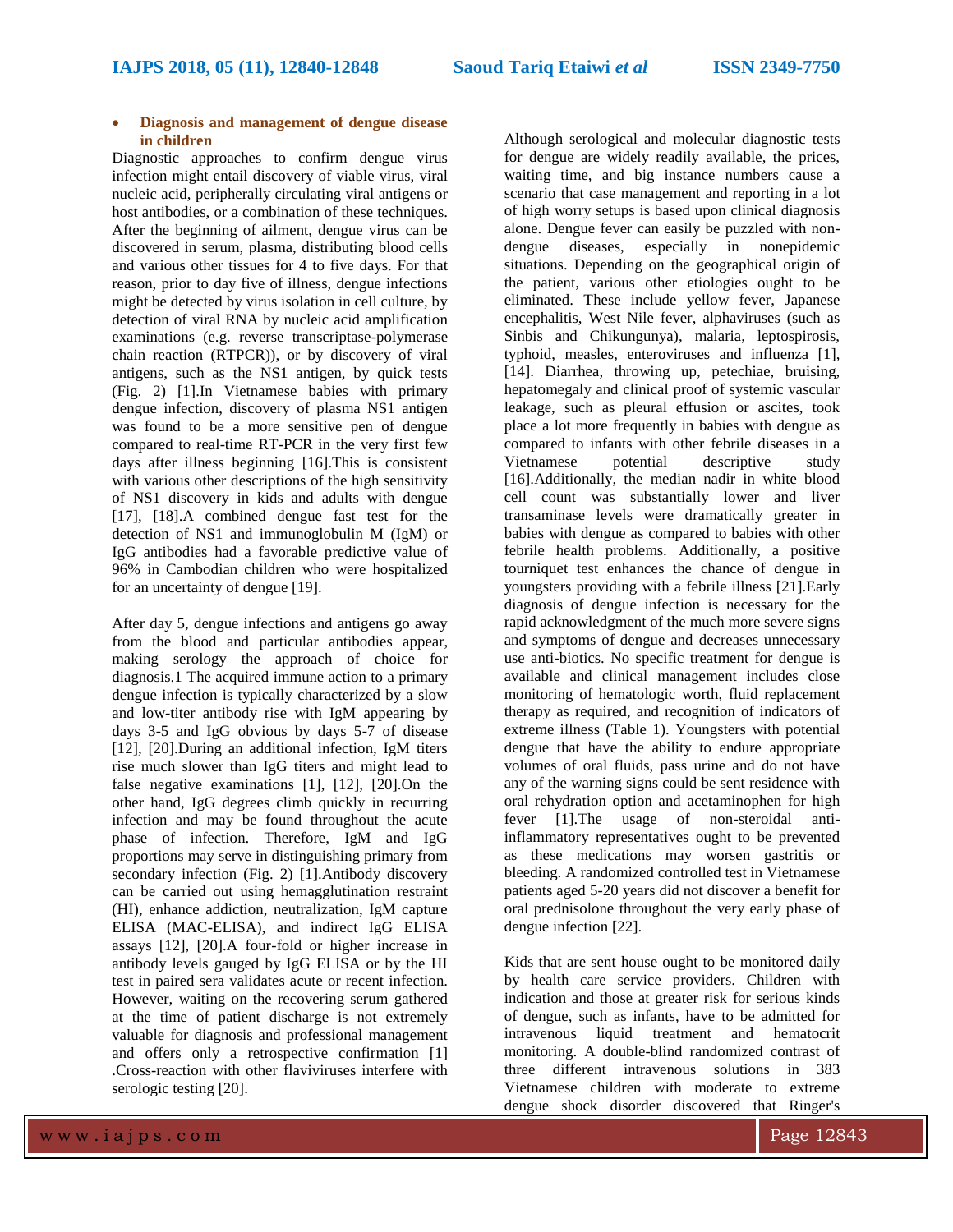- **Diagnosis and management of dengue disease in children**

Diagnostic approaches to confirm dengue virus infection might entail discovery of viable virus, viral nucleic acid, peripherally circulating viral antigens or host antibodies, or a combination of these techniques. After the beginning of ailment, dengue virus can be discovered in serum, plasma, distributing blood cells and various other tissues for 4 to five days. For that reason, prior to day five of illness, dengue infections might be detected by virus isolation in cell culture, by detection of viral RNA by nucleic acid amplification examinations (e.g. reverse transcriptase-polymerase chain reaction (RTPCR)), or by discovery of viral antigens, such as the NS1 antigen, by quick tests (Fig. 2) [1].In Vietnamese babies with primary dengue infection, discovery of plasma NS1 antigen was found to be a more sensitive pen of dengue compared to real-time RT-PCR in the very first few days after illness beginning [16].This is consistent with various other descriptions of the high sensitivity of NS1 discovery in kids and adults with dengue [17], [18].A combined dengue fast test for the detection of NS1 and immunoglobulin M (IgM) or IgG antibodies had a favorable predictive value of 96% in Cambodian children who were hospitalized for an uncertainty of dengue [19].

After day 5, dengue infections and antigens go away from the blood and particular antibodies appear, making serology the approach of choice for diagnosis.1 The acquired immune action to a primary dengue infection is typically characterized by a slow and low-titer antibody rise with IgM appearing by days 3-5 and IgG obvious by days 5-7 of disease [12], [20].During an additional infection, IgM titers rise much slower than IgG titers and might lead to false negative examinations [1], [12], [20].On the other hand, IgG degrees climb quickly in recurring infection and may be found throughout the acute phase of infection. Therefore, IgM and IgG proportions may serve in distinguishing primary from secondary infection (Fig. 2) [1].Antibody discovery can be carried out using hemagglutination restraint (HI), enhance addiction, neutralization, IgM capture ELISA (MAC-ELISA), and indirect IgG ELISA assays [12], [20].A four-fold or higher increase in antibody levels gauged by IgG ELISA or by the HI test in paired sera validates acute or recent infection. However, waiting on the recovering serum gathered at the time of patient discharge is not extremely valuable for diagnosis and professional management and offers only a retrospective confirmation [1] .Cross-reaction with other flaviviruses interfere with serologic testing [20].

Although serological and molecular diagnostic tests for dengue are widely readily available, the prices, waiting time, and big instance numbers cause a scenario that case management and reporting in a lot of high worry setups is based upon clinical diagnosis alone. Dengue fever can easily be puzzled with non-dengue diseases, especially in nonepidemic situations. Depending on the geographical origin of the patient, various other etiologies ought to be eliminated. These include yellow fever, Japanese encephalitis, West Nile fever, alphaviruses (such as Sinbis and Chikungunya), malaria, leptospirosis, typhoid, measles, enteroviruses and influenza [1], [14]. Diarrhea, throwing up, petechiae, bruising, hepatomegaly and clinical proof of systemic vascular leakage, such as pleural effusion or ascites, took place a lot more frequently in babies with dengue as compared to infants with other febrile diseases in a Vietnamese potential descriptive study [16].Additionally, the median nadir in white blood cell count was substantially lower and liver transaminase levels were dramatically greater in babies with dengue as compared to babies with other febrile health problems. Additionally, a positive tourniquet test enhances the chance of dengue in youngsters providing with a febrile illness [21].Early diagnosis of dengue infection is necessary for the rapid acknowledgment of the much more severe signs and symptoms of dengue and decreases unnecessary use anti-biotics. No specific treatment for dengue is available and clinical management includes close monitoring of hematologic worth, fluid replacement therapy as required, and recognition of indicators of extreme illness (Table 1). Youngsters with potential dengue that have the ability to endure appropriate volumes of oral fluids, pass urine and do not have any of the warning signs could be sent residence with oral rehydration option and acetaminophen for high fever [1].The usage of non-steroidal anti-inflammatory representatives ought to be prevented as these medications may worsen gastritis or bleeding. A randomized controlled test in Vietnamese patients aged 5-20 years did not discover a benefit for oral prednisolone throughout the very early phase of dengue infection [22].

Kids that are sent house ought to be monitored daily by health care service providers. Children with indication and those at greater risk for serious kinds of dengue, such as infants, have to be admitted for intravenous liquid treatment and hematocrit monitoring. A double-blind randomized contrast of three different intravenous solutions in 383 Vietnamese children with moderate to extreme dengue shock disorder discovered that Ringer's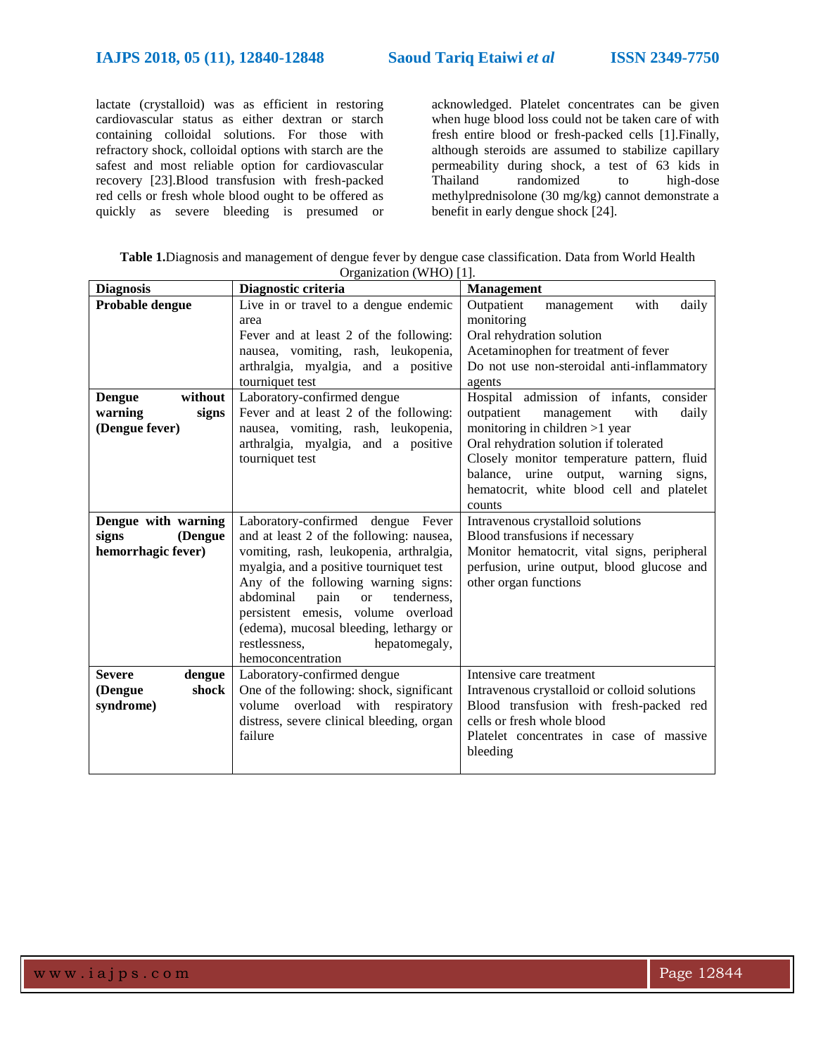lactate (crystalloid) was as efficient in restoring cardiovascular status as either dextran or starch containing colloidal solutions. For those with refractory shock, colloidal options with starch are the safest and most reliable option for cardiovascular recovery [23].Blood transfusion with fresh-packed red cells or fresh whole blood ought to be offered as quickly as severe bleeding is presumed or acknowledged. Platelet concentrates can be given when huge blood loss could not be taken care of with fresh entire blood or fresh-packed cells [1].Finally, although steroids are assumed to stabilize capillary permeability during shock, a test of 63 kids in Thailand randomized to high-dose methylprednisolone (30 mg/kg) cannot demonstrate a benefit in early dengue shock [24].

**Table 1.**Diagnosis and management of dengue fever by dengue case classification. Data from World Health Organization (WHO) [1].

| Diagnosis | Diagnostic criteria | Management |
|---|---|---|
| **Probable dengue** | Live in or travel to a dengue endemic area<br>Fever and at least 2 of the following: nausea, vomiting, rash, leukopenia, arthralgia, myalgia, and a positive tourniquet test | Outpatient management with daily monitoring<br>Oral rehydration solution<br>Acetaminophen for treatment of fever<br>Do not use non-steroidal anti-inflammatory agents |
| **Dengue without warning signs (Dengue fever)** | Laboratory-confirmed dengue<br>Fever and at least 2 of the following: nausea, vomiting, rash, leukopenia, arthralgia, myalgia, and a positive tourniquet test | Hospital admission of infants, consider outpatient management with daily monitoring in children >1 year<br>Oral rehydration solution if tolerated<br>Closely monitor temperature pattern, fluid balance, urine output, warning signs, hematocrit, white blood cell and platelet counts |
| **Dengue with warning signs (Dengue hemorrhagic fever)** | Laboratory-confirmed dengue Fever and at least 2 of the following: nausea, vomiting, rash, leukopenia, arthralgia, myalgia, and a positive tourniquet test<br>Any of the following warning signs: abdominal pain or tenderness, persistent emesis, volume overload (edema), mucosal bleeding, lethargy or restlessness, hepatomegaly, hemoconcentration | Intravenous crystalloid solutions<br>Blood transfusions if necessary<br>Monitor hematocrit, vital signs, peripheral perfusion, urine output, blood glucose and other organ functions |
| **Severe dengue (Dengue shock syndrome)** | Laboratory-confirmed dengue<br>One of the following: shock, significant volume overload with respiratory distress, severe clinical bleeding, organ failure | Intensive care treatment<br>Intravenous crystalloid or colloid solutions<br>Blood transfusion with fresh-packed red cells or fresh whole blood<br>Platelet concentrates in case of massive bleeding |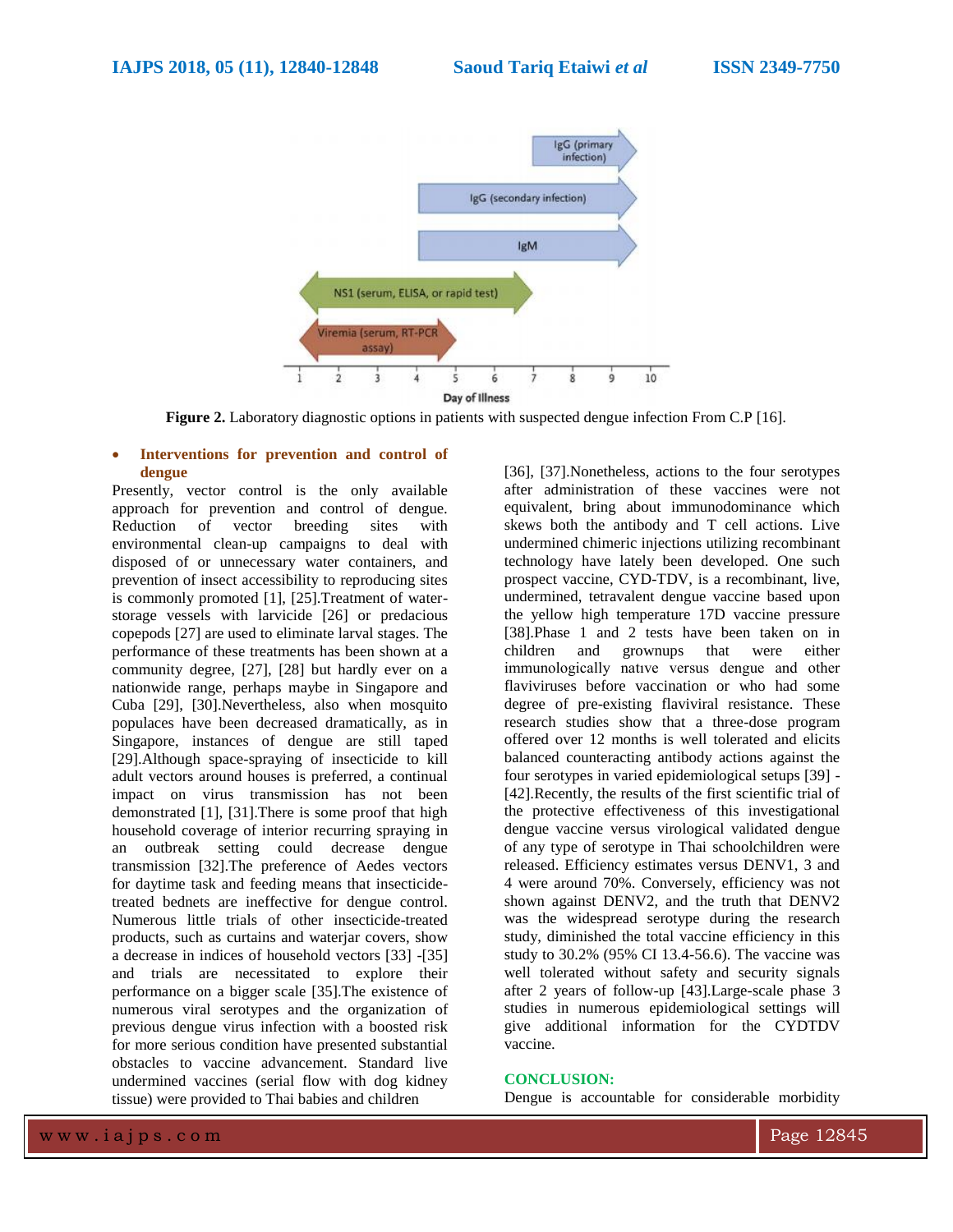**Figure 2.** Laboratory diagnostic options in patients with suspected dengue infection From C.P [16].

- **Interventions for prevention and control of dengue**

Presently, vector control is the only available approach for prevention and control of dengue. Reduction of vector breeding sites with environmental clean-up campaigns to deal with disposed of or unnecessary water containers, and prevention of insect accessibility to reproducing sites is commonly promoted [1], [25].Treatment of water-storage vessels with larvicide [26] or predacious copepods [27] are used to eliminate larval stages. The performance of these treatments has been shown at a community degree, [27], [28] but hardly ever on a nationwide range, perhaps maybe in Singapore and Cuba [29], [30].Nevertheless, also when mosquito populaces have been decreased dramatically, as in Singapore, instances of dengue are still taped [29].Although space-spraying of insecticide to kill adult vectors around houses is preferred, a continual impact on virus transmission has not been demonstrated [1], [31].There is some proof that high household coverage of interior recurring spraying in an outbreak setting could decrease dengue transmission [32].The preference of Aedes vectors for daytime task and feeding means that insecticide-treated bednets are ineffective for dengue control. Numerous little trials of other insecticide-treated products, such as curtains and waterjar covers, show a decrease in indices of household vectors [33] -[35] and trials are necessitated to explore their performance on a bigger scale [35].The existence of numerous viral serotypes and the organization of previous dengue virus infection with a boosted risk for more serious condition have presented substantial obstacles to vaccine advancement. Standard live undermined vaccines (serial flow with dog kidney tissue) were provided to Thai babies and children [36], [37].Nonetheless, actions to the four serotypes after administration of these vaccines were not equivalent, bring about immunodominance which skews both the antibody and T cell actions. Live undermined chimeric injections utilizing recombinant technology have lately been developed. One such prospect vaccine, CYD-TDV, is a recombinant, live, undermined, tetravalent dengue vaccine based upon the yellow high temperature 17D vaccine pressure [38].Phase 1 and 2 tests have been taken on in children and grownups that were either immunologically natıve versus dengue and other flaviviruses before vaccination or who had some degree of pre-existing flaviviral resistance. These research studies show that a three-dose program offered over 12 months is well tolerated and elicits balanced counteracting antibody actions against the four serotypes in varied epidemiological setups [39] - [42].Recently, the results of the first scientific trial of the protective effectiveness of this investigational dengue vaccine versus virological validated dengue of any type of serotype in Thai schoolchildren were released. Efficiency estimates versus DENV1, 3 and 4 were around 70%. Conversely, efficiency was not shown against DENV2, and the truth that DENV2 was the widespread serotype during the research study, diminished the total vaccine efficiency in this study to 30.2% (95% CI 13.4-56.6). The vaccine was well tolerated without safety and security signals after 2 years of follow-up [43].Large-scale phase 3 studies in numerous epidemiological settings will give additional information for the CYDTDV vaccine.

## CONCLUSION:

Dengue is accountable for considerable morbidity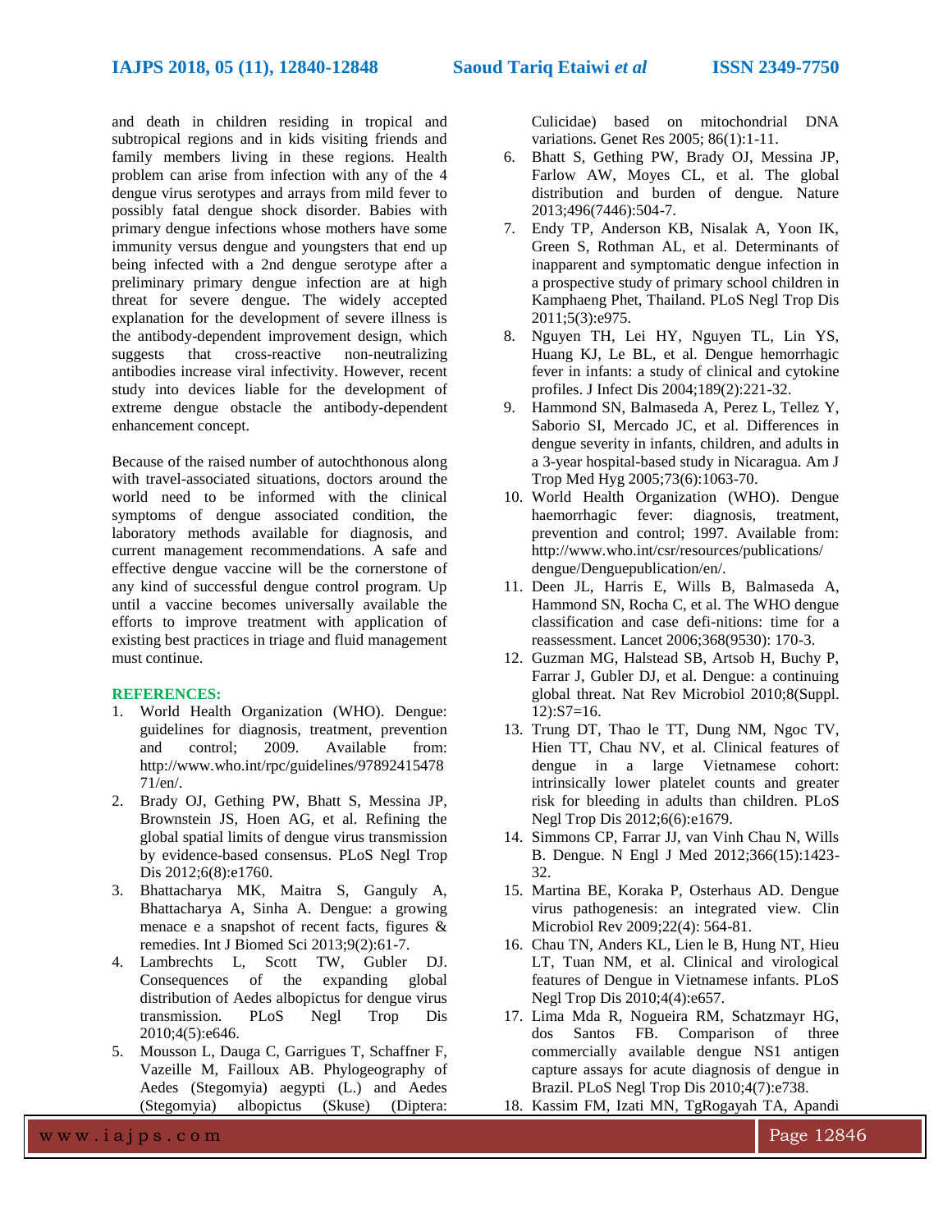and death in children residing in tropical and subtropical regions and in kids visiting friends and family members living in these regions. Health problem can arise from infection with any of the 4 dengue virus serotypes and arrays from mild fever to possibly fatal dengue shock disorder. Babies with primary dengue infections whose mothers have some immunity versus dengue and youngsters that end up being infected with a 2nd dengue serotype after a preliminary primary dengue infection are at high threat for severe dengue. The widely accepted explanation for the development of severe illness is the antibody-dependent improvement design, which suggests that cross-reactive non-neutralizing antibodies increase viral infectivity. However, recent study into devices liable for the development of extreme dengue obstacle the antibody-dependent enhancement concept.

Because of the raised number of autochthonous along with travel-associated situations, doctors around the world need to be informed with the clinical symptoms of dengue associated condition, the laboratory methods available for diagnosis, and current management recommendations. A safe and effective dengue vaccine will be the cornerstone of any kind of successful dengue control program. Up until a vaccine becomes universally available the efforts to improve treatment with application of existing best practices in triage and fluid management must continue.

## REFERENCES:

1. World Health Organization (WHO). Dengue: guidelines for diagnosis, treatment, prevention and control; 2009. Available from: http://www.who.int/rpc/guidelines/9789241547871/en/.
2. Brady OJ, Gething PW, Bhatt S, Messina JP, Brownstein JS, Hoen AG, et al. Refining the global spatial limits of dengue virus transmission by evidence-based consensus. PLoS Negl Trop Dis 2012;6(8):e1760.
3. Bhattacharya MK, Maitra S, Ganguly A, Bhattacharya A, Sinha A. Dengue: a growing menace e a snapshot of recent facts, figures & remedies. Int J Biomed Sci 2013;9(2):61-7.
4. Lambrechts L, Scott TW, Gubler DJ. Consequences of the expanding global distribution of Aedes albopictus for dengue virus transmission. PLoS Negl Trop Dis 2010;4(5):e646.
5. Mousson L, Dauga C, Garrigues T, Schaffner F, Vazeille M, Failloux AB. Phylogeography of Aedes (Stegomyia) aegypti (L.) and Aedes (Stegomyia) albopictus (Skuse) (Diptera: Culicidae) based on mitochondrial DNA variations. Genet Res 2005; 86(1):1-11.
6. Bhatt S, Gething PW, Brady OJ, Messina JP, Farlow AW, Moyes CL, et al. The global distribution and burden of dengue. Nature 2013;496(7446):504-7.
7. Endy TP, Anderson KB, Nisalak A, Yoon IK, Green S, Rothman AL, et al. Determinants of inapparent and symptomatic dengue infection in a prospective study of primary school children in Kamphaeng Phet, Thailand. PLoS Negl Trop Dis 2011;5(3):e975.
8. Nguyen TH, Lei HY, Nguyen TL, Lin YS, Huang KJ, Le BL, et al. Dengue hemorrhagic fever in infants: a study of clinical and cytokine profiles. J Infect Dis 2004;189(2):221-32.
9. Hammond SN, Balmaseda A, Perez L, Tellez Y, Saborio SI, Mercado JC, et al. Differences in dengue severity in infants, children, and adults in a 3-year hospital-based study in Nicaragua. Am J Trop Med Hyg 2005;73(6):1063-70.
10. World Health Organization (WHO). Dengue haemorrhagic fever: diagnosis, treatment, prevention and control; 1997. Available from: http://www.who.int/csr/resources/publications/dengue/Denguepublication/en/.
11. Deen JL, Harris E, Wills B, Balmaseda A, Hammond SN, Rocha C, et al. The WHO dengue classification and case defi-nitions: time for a reassessment. Lancet 2006;368(9530): 170-3.
12. Guzman MG, Halstead SB, Artsob H, Buchy P, Farrar J, Gubler DJ, et al. Dengue: a continuing global threat. Nat Rev Microbiol 2010;8(Suppl. 12):S7=16.
13. Trung DT, Thao le TT, Dung NM, Ngoc TV, Hien TT, Chau NV, et al. Clinical features of dengue in a large Vietnamese cohort: intrinsically lower platelet counts and greater risk for bleeding in adults than children. PLoS Negl Trop Dis 2012;6(6):e1679.
14. Simmons CP, Farrar JJ, van Vinh Chau N, Wills B. Dengue. N Engl J Med 2012;366(15):1423-32.
15. Martina BE, Koraka P, Osterhaus AD. Dengue virus pathogenesis: an integrated view. Clin Microbiol Rev 2009;22(4): 564-81.
16. Chau TN, Anders KL, Lien le B, Hung NT, Hieu LT, Tuan NM, et al. Clinical and virological features of Dengue in Vietnamese infants. PLoS Negl Trop Dis 2010;4(4):e657.
17. Lima Mda R, Nogueira RM, Schatzmayr HG, dos Santos FB. Comparison of three commercially available dengue NS1 antigen capture assays for acute diagnosis of dengue in Brazil. PLoS Negl Trop Dis 2010;4(7):e738.
18. Kassim FM, Izati MN, TgRogayah TA, Apandi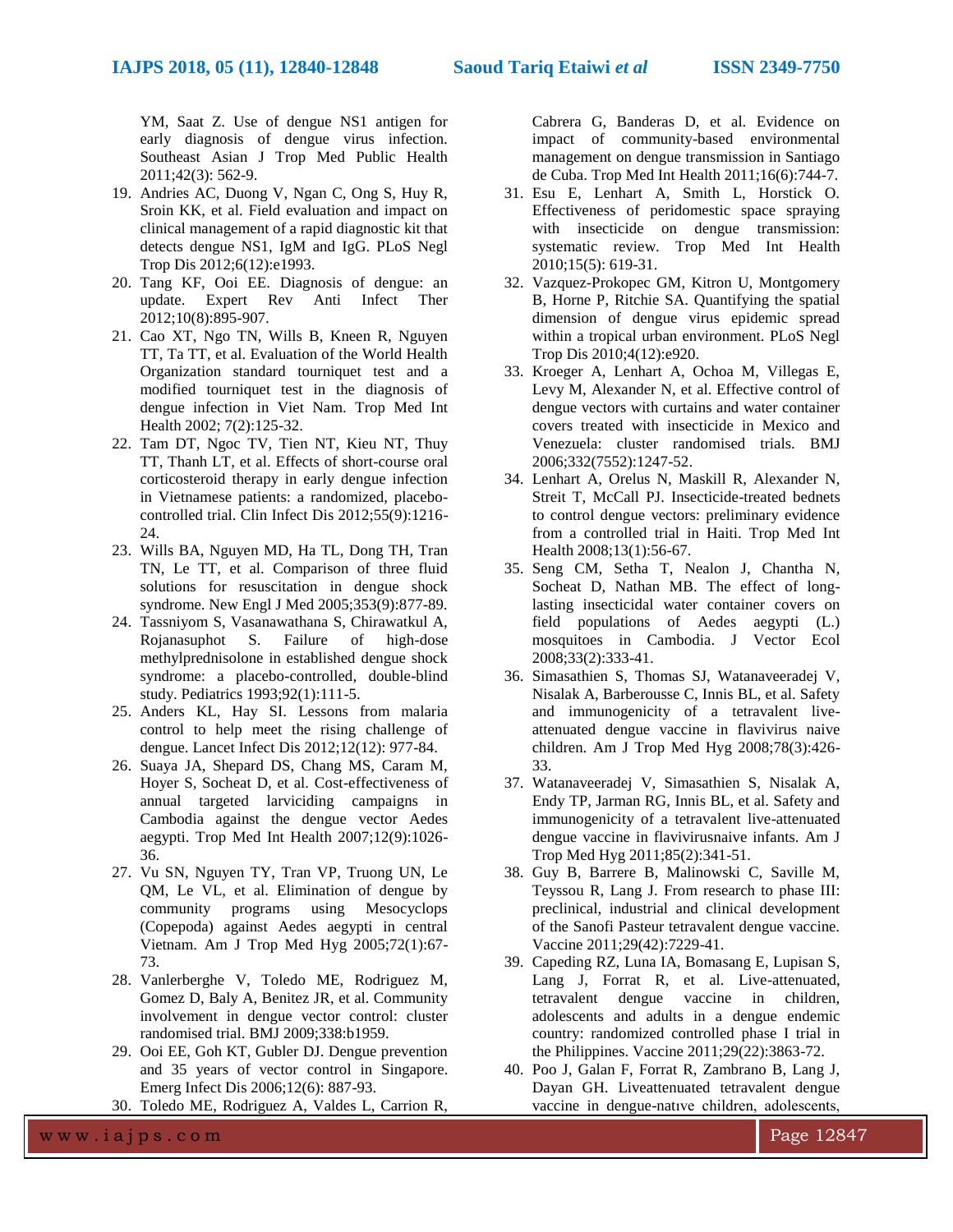YM, Saat Z. Use of dengue NS1 antigen for early diagnosis of dengue virus infection. Southeast Asian J Trop Med Public Health 2011;42(3): 562-9.

19. Andries AC, Duong V, Ngan C, Ong S, Huy R, Sroin KK, et al. Field evaluation and impact on clinical management of a rapid diagnostic kit that detects dengue NS1, IgM and IgG. PLoS Negl Trop Dis 2012;6(12):e1993.
20. Tang KF, Ooi EE. Diagnosis of dengue: an update. Expert Rev Anti Infect Ther 2012;10(8):895-907.
21. Cao XT, Ngo TN, Wills B, Kneen R, Nguyen TT, Ta TT, et al. Evaluation of the World Health Organization standard tourniquet test and a modified tourniquet test in the diagnosis of dengue infection in Viet Nam. Trop Med Int Health 2002; 7(2):125-32.
22. Tam DT, Ngoc TV, Tien NT, Kieu NT, Thuy TT, Thanh LT, et al. Effects of short-course oral corticosteroid therapy in early dengue infection in Vietnamese patients: a randomized, placebo-controlled trial. Clin Infect Dis 2012;55(9):1216-24.
23. Wills BA, Nguyen MD, Ha TL, Dong TH, Tran TN, Le TT, et al. Comparison of three fluid solutions for resuscitation in dengue shock syndrome. New Engl J Med 2005;353(9):877-89.
24. Tassniyom S, Vasanawathana S, Chirawatkul A, Rojanasuphot S. Failure of high-dose methylprednisolone in established dengue shock syndrome: a placebo-controlled, double-blind study. Pediatrics 1993;92(1):111-5.
25. Anders KL, Hay SI. Lessons from malaria control to help meet the rising challenge of dengue. Lancet Infect Dis 2012;12(12): 977-84.
26. Suaya JA, Shepard DS, Chang MS, Caram M, Hoyer S, Socheat D, et al. Cost-effectiveness of annual targeted larviciding campaigns in Cambodia against the dengue vector Aedes aegypti. Trop Med Int Health 2007;12(9):1026-36.
27. Vu SN, Nguyen TY, Tran VP, Truong UN, Le QM, Le VL, et al. Elimination of dengue by community programs using Mesocyclops (Copepoda) against Aedes aegypti in central Vietnam. Am J Trop Med Hyg 2005;72(1):67-73.
28. Vanlerberghe V, Toledo ME, Rodriguez M, Gomez D, Baly A, Benitez JR, et al. Community involvement in dengue vector control: cluster randomised trial. BMJ 2009;338:b1959.
29. Ooi EE, Goh KT, Gubler DJ. Dengue prevention and 35 years of vector control in Singapore. Emerg Infect Dis 2006;12(6): 887-93.
30. Toledo ME, Rodriguez A, Valdes L, Carrion R, Cabrera G, Banderas D, et al. Evidence on impact of community-based environmental management on dengue transmission in Santiago de Cuba. Trop Med Int Health 2011;16(6):744-7.
31. Esu E, Lenhart A, Smith L, Horstick O. Effectiveness of peridomestic space spraying with insecticide on dengue transmission: systematic review. Trop Med Int Health 2010;15(5): 619-31.
32. Vazquez-Prokopec GM, Kitron U, Montgomery B, Horne P, Ritchie SA. Quantifying the spatial dimension of dengue virus epidemic spread within a tropical urban environment. PLoS Negl Trop Dis 2010;4(12):e920.
33. Kroeger A, Lenhart A, Ochoa M, Villegas E, Levy M, Alexander N, et al. Effective control of dengue vectors with curtains and water container covers treated with insecticide in Mexico and Venezuela: cluster randomised trials. BMJ 2006;332(7552):1247-52.
34. Lenhart A, Orelus N, Maskill R, Alexander N, Streit T, McCall PJ. Insecticide-treated bednets to control dengue vectors: preliminary evidence from a controlled trial in Haiti. Trop Med Int Health 2008;13(1):56-67.
35. Seng CM, Setha T, Nealon J, Chantha N, Socheat D, Nathan MB. The effect of long-lasting insecticidal water container covers on field populations of Aedes aegypti (L.) mosquitoes in Cambodia. J Vector Ecol 2008;33(2):333-41.
36. Simasathien S, Thomas SJ, Watanaveeradej V, Nisalak A, Barberousse C, Innis BL, et al. Safety and immunogenicity of a tetravalent live-attenuated dengue vaccine in flavivirus naive children. Am J Trop Med Hyg 2008;78(3):426-33.
37. Watanaveeradej V, Simasathien S, Nisalak A, Endy TP, Jarman RG, Innis BL, et al. Safety and immunogenicity of a tetravalent live-attenuated dengue vaccine in flavivirusnaive infants. Am J Trop Med Hyg 2011;85(2):341-51.
38. Guy B, Barrere B, Malinowski C, Saville M, Teyssou R, Lang J. From research to phase III: preclinical, industrial and clinical development of the Sanofi Pasteur tetravalent dengue vaccine. Vaccine 2011;29(42):7229-41.
39. Capeding RZ, Luna IA, Bomasang E, Lupisan S, Lang J, Forrat R, et al. Live-attenuated, tetravalent dengue vaccine in children, adolescents and adults in a dengue endemic country: randomized controlled phase I trial in the Philippines. Vaccine 2011;29(22):3863-72.
40. Poo J, Galan F, Forrat R, Zambrano B, Lang J, Dayan GH. Liveattenuated tetravalent dengue vaccine in dengue-natıve children, adolescents,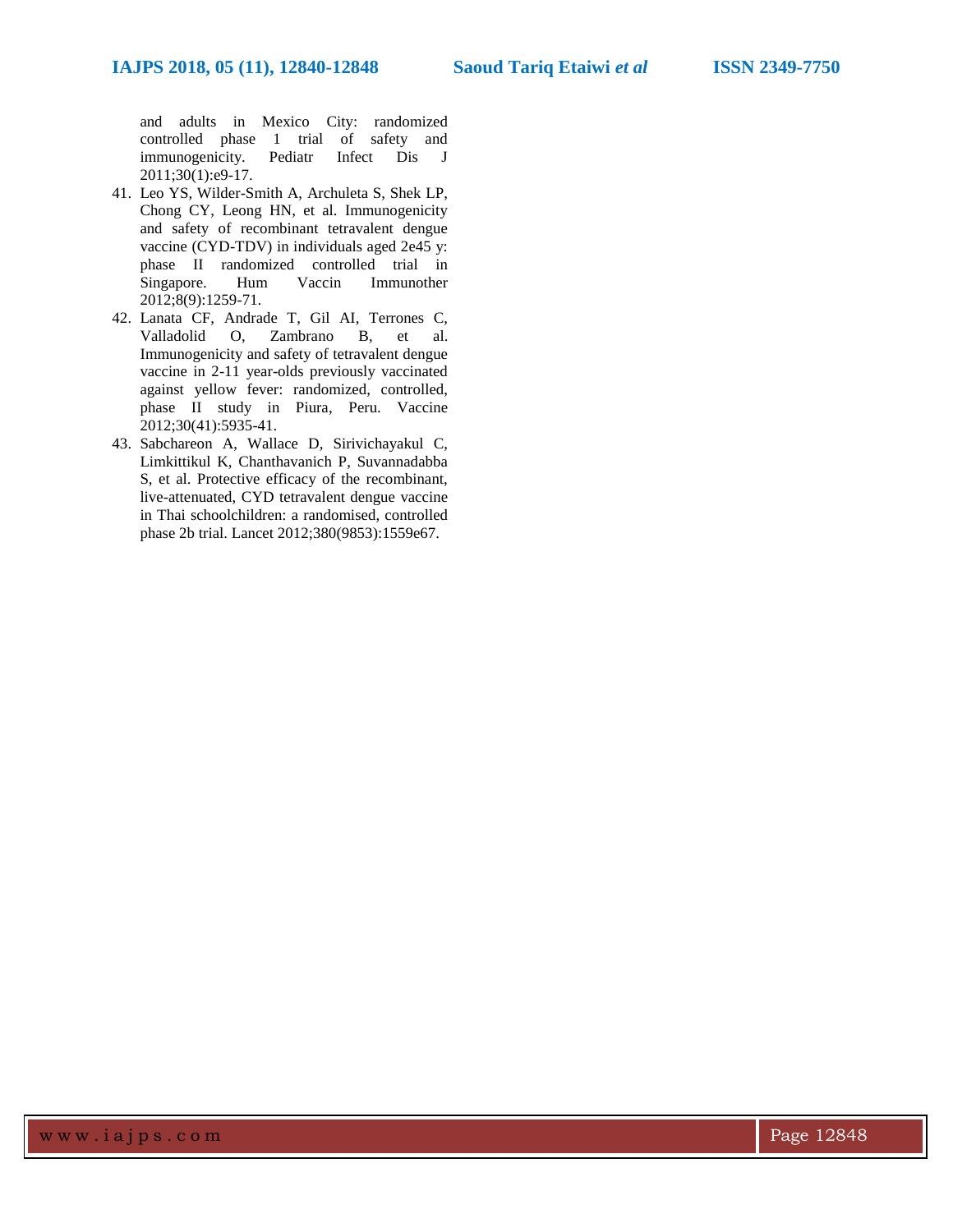and adults in Mexico City: randomized controlled phase 1 trial of safety and immunogenicity. Pediatr Infect Dis J 2011;30(1):e9-17.

41. Leo YS, Wilder-Smith A, Archuleta S, Shek LP, Chong CY, Leong HN, et al. Immunogenicity and safety of recombinant tetravalent dengue vaccine (CYD-TDV) in individuals aged 2e45 y: phase II randomized controlled trial in Singapore. Hum Vaccin Immunother 2012;8(9):1259-71.
42. Lanata CF, Andrade T, Gil AI, Terrones C, Valladolid O, Zambrano B, et al. Immunogenicity and safety of tetravalent dengue vaccine in 2-11 year-olds previously vaccinated against yellow fever: randomized, controlled, phase II study in Piura, Peru. Vaccine 2012;30(41):5935-41.
43. Sabchareon A, Wallace D, Sirivichayakul C, Limkittikul K, Chanthavanich P, Suvannadabba S, et al. Protective efficacy of the recombinant, live-attenuated, CYD tetravalent dengue vaccine in Thai schoolchildren: a randomised, controlled phase 2b trial. Lancet 2012;380(9853):1559e67.